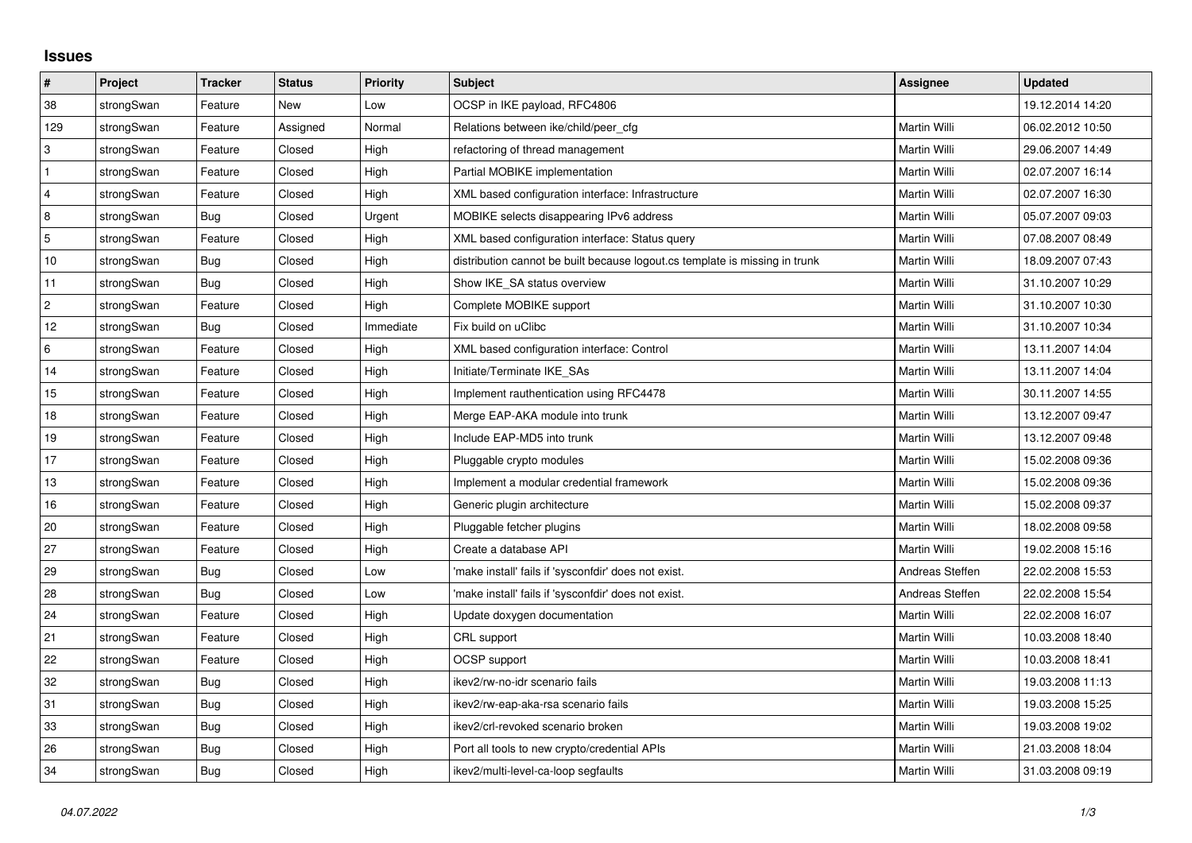## Issues

| # | Project | Tracker | Status | Priority | Subject | Assignee | Updated |
|---|---|---|---|---|---|---|---|
| 38 | strongSwan | Feature | New | Low | OCSP in IKE payload, RFC4806 | | 19.12.2014 14:20 |
| 129 | strongSwan | Feature | Assigned | Normal | Relations between ike/child/peer_cfg | Martin Willi | 06.02.2012 10:50 |
| 3 | strongSwan | Feature | Closed | High | refactoring of thread management | Martin Willi | 29.06.2007 14:49 |
| 1 | strongSwan | Feature | Closed | High | Partial MOBIKE implementation | Martin Willi | 02.07.2007 16:14 |
| 4 | strongSwan | Feature | Closed | High | XML based configuration interface: Infrastructure | Martin Willi | 02.07.2007 16:30 |
| 8 | strongSwan | Bug | Closed | Urgent | MOBIKE selects disappearing IPv6 address | Martin Willi | 05.07.2007 09:03 |
| 5 | strongSwan | Feature | Closed | High | XML based configuration interface: Status query | Martin Willi | 07.08.2007 08:49 |
| 10 | strongSwan | Bug | Closed | High | distribution cannot be built because logout.cs template is missing in trunk | Martin Willi | 18.09.2007 07:43 |
| 11 | strongSwan | Bug | Closed | High | Show IKE_SA status overview | Martin Willi | 31.10.2007 10:29 |
| 2 | strongSwan | Feature | Closed | High | Complete MOBIKE support | Martin Willi | 31.10.2007 10:30 |
| 12 | strongSwan | Bug | Closed | Immediate | Fix build on uClibc | Martin Willi | 31.10.2007 10:34 |
| 6 | strongSwan | Feature | Closed | High | XML based configuration interface: Control | Martin Willi | 13.11.2007 14:04 |
| 14 | strongSwan | Feature | Closed | High | Initiate/Terminate IKE_SAs | Martin Willi | 13.11.2007 14:04 |
| 15 | strongSwan | Feature | Closed | High | Implement rauthentication using RFC4478 | Martin Willi | 30.11.2007 14:55 |
| 18 | strongSwan | Feature | Closed | High | Merge EAP-AKA module into trunk | Martin Willi | 13.12.2007 09:47 |
| 19 | strongSwan | Feature | Closed | High | Include EAP-MD5 into trunk | Martin Willi | 13.12.2007 09:48 |
| 17 | strongSwan | Feature | Closed | High | Pluggable crypto modules | Martin Willi | 15.02.2008 09:36 |
| 13 | strongSwan | Feature | Closed | High | Implement a modular credential framework | Martin Willi | 15.02.2008 09:36 |
| 16 | strongSwan | Feature | Closed | High | Generic plugin architecture | Martin Willi | 15.02.2008 09:37 |
| 20 | strongSwan | Feature | Closed | High | Pluggable fetcher plugins | Martin Willi | 18.02.2008 09:58 |
| 27 | strongSwan | Feature | Closed | High | Create a database API | Martin Willi | 19.02.2008 15:16 |
| 29 | strongSwan | Bug | Closed | Low | 'make install' fails if 'sysconfdir' does not exist. | Andreas Steffen | 22.02.2008 15:53 |
| 28 | strongSwan | Bug | Closed | Low | 'make install' fails if 'sysconfdir' does not exist. | Andreas Steffen | 22.02.2008 15:54 |
| 24 | strongSwan | Feature | Closed | High | Update doxygen documentation | Martin Willi | 22.02.2008 16:07 |
| 21 | strongSwan | Feature | Closed | High | CRL support | Martin Willi | 10.03.2008 18:40 |
| 22 | strongSwan | Feature | Closed | High | OCSP support | Martin Willi | 10.03.2008 18:41 |
| 32 | strongSwan | Bug | Closed | High | ikev2/rw-no-idr scenario fails | Martin Willi | 19.03.2008 11:13 |
| 31 | strongSwan | Bug | Closed | High | ikev2/rw-eap-aka-rsa scenario fails | Martin Willi | 19.03.2008 15:25 |
| 33 | strongSwan | Bug | Closed | High | ikev2/crl-revoked scenario broken | Martin Willi | 19.03.2008 19:02 |
| 26 | strongSwan | Bug | Closed | High | Port all tools to new crypto/credential APIs | Martin Willi | 21.03.2008 18:04 |
| 34 | strongSwan | Bug | Closed | High | ikev2/multi-level-ca-loop segfaults | Martin Willi | 31.03.2008 09:19 |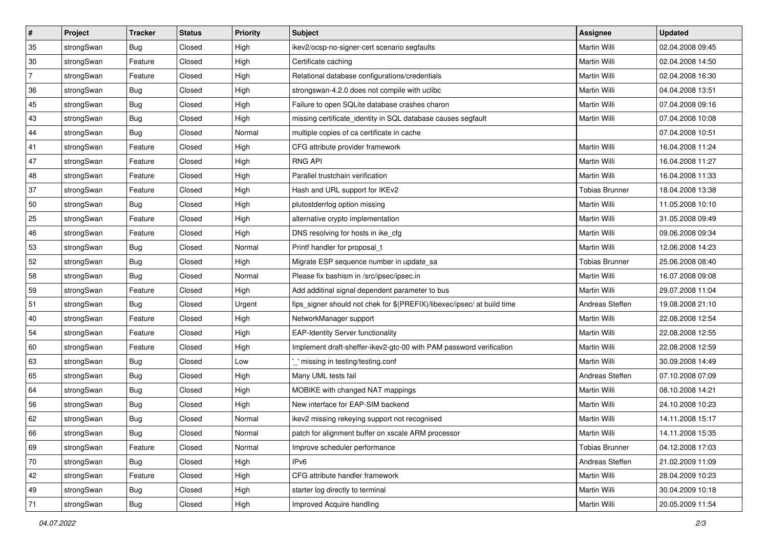| # | Project | Tracker | Status | Priority | Subject | Assignee | Updated |
| --- | --- | --- | --- | --- | --- | --- | --- |
| 35 | strongSwan | Bug | Closed | High | ikev2/ocsp-no-signer-cert scenario segfaults | Martin Willi | 02.04.2008 09:45 |
| 30 | strongSwan | Feature | Closed | High | Certificate caching | Martin Willi | 02.04.2008 14:50 |
| 7 | strongSwan | Feature | Closed | High | Relational database configurations/credentials | Martin Willi | 02.04.2008 16:30 |
| 36 | strongSwan | Bug | Closed | High | strongswan-4.2.0 does not compile with uclibc | Martin Willi | 04.04.2008 13:51 |
| 45 | strongSwan | Bug | Closed | High | Failure to open SQLite database crashes charon | Martin Willi | 07.04.2008 09:16 |
| 43 | strongSwan | Bug | Closed | High | missing certificate_identity in SQL database causes segfault | Martin Willi | 07.04.2008 10:08 |
| 44 | strongSwan | Bug | Closed | Normal | multiple copies of ca certificate in cache | | 07.04.2008 10:51 |
| 41 | strongSwan | Feature | Closed | High | CFG attribute provider framework | Martin Willi | 16.04.2008 11:24 |
| 47 | strongSwan | Feature | Closed | High | RNG API | Martin Willi | 16.04.2008 11:27 |
| 48 | strongSwan | Feature | Closed | High | Parallel trustchain verification | Martin Willi | 16.04.2008 11:33 |
| 37 | strongSwan | Feature | Closed | High | Hash and URL support for IKEv2 | Tobias Brunner | 18.04.2008 13:38 |
| 50 | strongSwan | Bug | Closed | High | plutostderrlog option missing | Martin Willi | 11.05.2008 10:10 |
| 25 | strongSwan | Feature | Closed | High | alternative crypto implementation | Martin Willi | 31.05.2008 09:49 |
| 46 | strongSwan | Feature | Closed | High | DNS resolving for hosts in ike_cfg | Martin Willi | 09.06.2008 09:34 |
| 53 | strongSwan | Bug | Closed | Normal | Printf handler for proposal_t | Martin Willi | 12.06.2008 14:23 |
| 52 | strongSwan | Bug | Closed | High | Migrate ESP sequence number in update_sa | Tobias Brunner | 25.06.2008 08:40 |
| 58 | strongSwan | Bug | Closed | Normal | Please fix bashism in /src/ipsec/ipsec.in | Martin Willi | 16.07.2008 09:08 |
| 59 | strongSwan | Feature | Closed | High | Add additinal signal dependent parameter to bus | Martin Willi | 29.07.2008 11:04 |
| 51 | strongSwan | Bug | Closed | Urgent | fips_signer should not chek for $(PREFIX)/libexec/ipsec/ at build time | Andreas Steffen | 19.08.2008 21:10 |
| 40 | strongSwan | Feature | Closed | High | NetworkManager support | Martin Willi | 22.08.2008 12:54 |
| 54 | strongSwan | Feature | Closed | High | EAP-Identity Server functionality | Martin Willi | 22.08.2008 12:55 |
| 60 | strongSwan | Feature | Closed | High | Implement draft-sheffer-ikev2-gtc-00 with PAM password verification | Martin Willi | 22.08.2008 12:59 |
| 63 | strongSwan | Bug | Closed | Low | '_' missing in testing/testing.conf | Martin Willi | 30.09.2008 14:49 |
| 65 | strongSwan | Bug | Closed | High | Many UML tests fail | Andreas Steffen | 07.10.2008 07:09 |
| 64 | strongSwan | Bug | Closed | High | MOBIKE with changed NAT mappings | Martin Willi | 08.10.2008 14:21 |
| 56 | strongSwan | Bug | Closed | High | New interface for EAP-SIM backend | Martin Willi | 24.10.2008 10:23 |
| 62 | strongSwan | Bug | Closed | Normal | ikev2 missing rekeying support not recognised | Martin Willi | 14.11.2008 15:17 |
| 66 | strongSwan | Bug | Closed | Normal | patch for alignment buffer on xscale ARM processor | Martin Willi | 14.11.2008 15:35 |
| 69 | strongSwan | Feature | Closed | Normal | Improve scheduler performance | Tobias Brunner | 04.12.2008 17:03 |
| 70 | strongSwan | Bug | Closed | High | IPv6 | Andreas Steffen | 21.02.2009 11:09 |
| 42 | strongSwan | Feature | Closed | High | CFG attribute handler framework | Martin Willi | 28.04.2009 10:23 |
| 49 | strongSwan | Bug | Closed | High | starter log directly to terminal | Martin Willi | 30.04.2009 10:18 |
| 71 | strongSwan | Bug | Closed | High | Improved Acquire handling | Martin Willi | 20.05.2009 11:54 |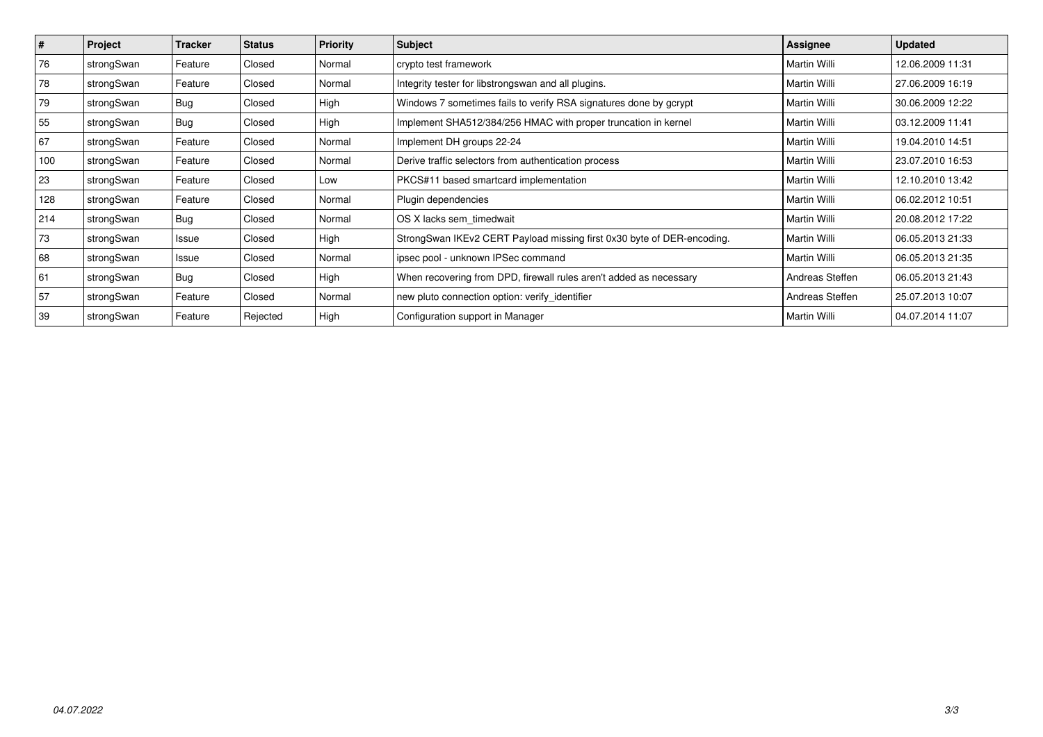| # | Project | Tracker | Status | Priority | Subject | Assignee | Updated |
|---|---|---|---|---|---|---|---|
| 76 | strongSwan | Feature | Closed | Normal | crypto test framework | Martin Willi | 12.06.2009 11:31 |
| 78 | strongSwan | Feature | Closed | Normal | Integrity tester for libstrongswan and all plugins. | Martin Willi | 27.06.2009 16:19 |
| 79 | strongSwan | Bug | Closed | High | Windows 7 sometimes fails to verify RSA signatures done by gcrypt | Martin Willi | 30.06.2009 12:22 |
| 55 | strongSwan | Bug | Closed | High | Implement SHA512/384/256 HMAC with proper truncation in kernel | Martin Willi | 03.12.2009 11:41 |
| 67 | strongSwan | Feature | Closed | Normal | Implement DH groups 22-24 | Martin Willi | 19.04.2010 14:51 |
| 100 | strongSwan | Feature | Closed | Normal | Derive traffic selectors from authentication process | Martin Willi | 23.07.2010 16:53 |
| 23 | strongSwan | Feature | Closed | Low | PKCS#11 based smartcard implementation | Martin Willi | 12.10.2010 13:42 |
| 128 | strongSwan | Feature | Closed | Normal | Plugin dependencies | Martin Willi | 06.02.2012 10:51 |
| 214 | strongSwan | Bug | Closed | Normal | OS X lacks sem_timedwait | Martin Willi | 20.08.2012 17:22 |
| 73 | strongSwan | Issue | Closed | High | StrongSwan IKEv2 CERT Payload missing first 0x30 byte of DER-encoding. | Martin Willi | 06.05.2013 21:33 |
| 68 | strongSwan | Issue | Closed | Normal | ipsec pool - unknown IPSec command | Martin Willi | 06.05.2013 21:35 |
| 61 | strongSwan | Bug | Closed | High | When recovering from DPD, firewall rules aren't added as necessary | Andreas Steffen | 06.05.2013 21:43 |
| 57 | strongSwan | Feature | Closed | Normal | new pluto connection option: verify_identifier | Andreas Steffen | 25.07.2013 10:07 |
| 39 | strongSwan | Feature | Rejected | High | Configuration support in Manager | Martin Willi | 04.07.2014 11:07 |

*04.07.2022*